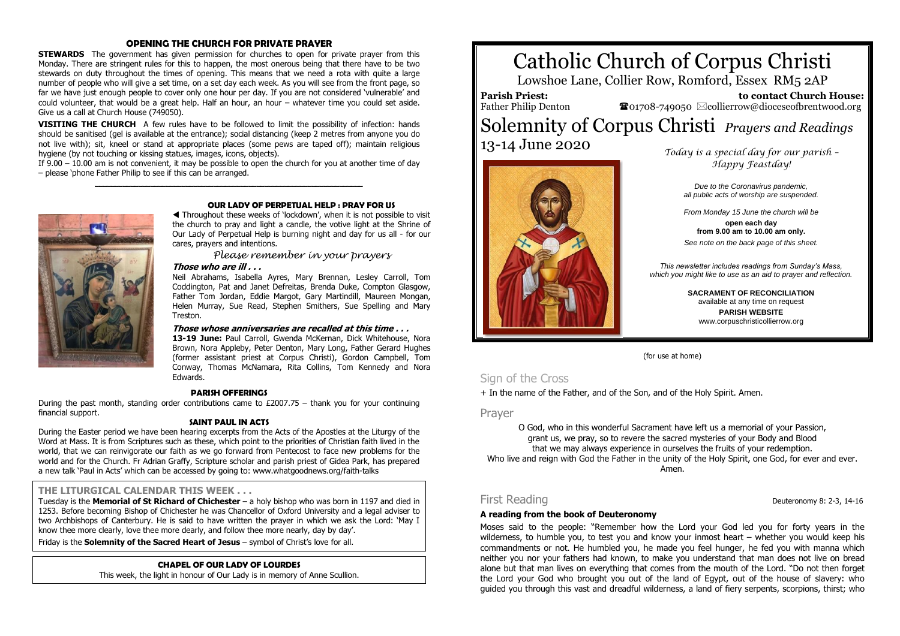# Catholic Church of Corpus Christi

Lowshoe Lane, Collier Row, Romford, Essex RM5 2AP

**Parish Priest:** Father Philip Denton

**to contact Church House:** ☎01708-749050 ✉collierrow@dioceseofbrentwood.org

# Solemnity of Corpus Christi *Prayers and Readings*

13-14 June 2020

*Today is a special day for our parish – Happy Feastday!*

*Due to the Coronavirus pandemic, all public acts of worship are suspended.*

*From Monday 15 June the church will be* **open each day from 9.00 am to 10.00 am only.** *See note on the back page of this sheet.*

*This newsletter includes readings from Sunday's Mass, which you might like to use as an aid to prayer and reflection.*

**SACRAMENT OF RECONCILIATION**
available at any time on request

**PARISH WEBSITE**
www.corpuschristicollierrow.org

(for use at home)

## Sign of the Cross

+ In the name of the Father, and of the Son, and of the Holy Spirit. Amen.

## Prayer

O God, who in this wonderful Sacrament have left us a memorial of your Passion,
grant us, we pray, so to revere the sacred mysteries of your Body and Blood
that we may always experience in ourselves the fruits of your redemption.
Who live and reign with God the Father in the unity of the Holy Spirit, one God, for ever and ever.
Amen.

## First Reading

Deuteronomy 8: 2-3, 14-16

**A reading from the book of Deuteronomy**

Moses said to the people: "Remember how the Lord your God led you for forty years in the wilderness, to humble you, to test you and know your inmost heart – whether you would keep his commandments or not. He humbled you, he made you feel hunger, he fed you with manna which neither you nor your fathers had known, to make you understand that man does not live on bread alone but that man lives on everything that comes from the mouth of the Lord. "Do not then forget the Lord your God who brought you out of the land of Egypt, out of the house of slavery: who guided you through this vast and dreadful wilderness, a land of fiery serpents, scorpions, thirst; who

---

### OPENING THE CHURCH FOR PRIVATE PRAYER

**STEWARDS** The government has given permission for churches to open for private prayer from this Monday. There are stringent rules for this to happen, the most onerous being that there have to be two stewards on duty throughout the times of opening. This means that we need a rota with quite a large number of people who will give a set time, on a set day each week. As you will see from the front page, so far we have just enough people to cover only one hour per day. If you are not considered 'vulnerable' and could volunteer, that would be a great help. Half an hour, an hour – whatever time you could set aside. Give us a call at Church House (749050).

**VISITING THE CHURCH** A few rules have to be followed to limit the possibility of infection: hands should be sanitised (gel is available at the entrance); social distancing (keep 2 metres from anyone you do not live with); sit, kneel or stand at appropriate places (some pews are taped off); maintain religious hygiene (by not touching or kissing statues, images, icons, objects).

If 9.00 – 10.00 am is not convenient, it may be possible to open the church for you at another time of day – please 'phone Father Philip to see if this can be arranged.

### OUR LADY OF PERPETUAL HELP : PRAY FOR US

◀ Throughout these weeks of 'lockdown', when it is not possible to visit the church to pray and light a candle, the votive light at the Shrine of Our Lady of Perpetual Help is burning night and day for us all - for our cares, prayers and intentions.

*Please remember in your prayers*

***Those who are ill . . .***

Neil Abrahams, Isabella Ayres, Mary Brennan, Lesley Carroll, Tom Coddington, Pat and Janet Defreitas, Brenda Duke, Compton Glasgow, Father Tom Jordan, Eddie Margot, Gary Martindill, Maureen Mongan, Helen Murray, Sue Read, Stephen Smithers, Sue Spelling and Mary Treston.

***Those whose anniversaries are recalled at this time . . .***

**13-19 June:** Paul Carroll, Gwenda McKernan, Dick Whitehouse, Nora Brown, Nora Appleby, Peter Denton, Mary Long, Father Gerard Hughes (former assistant priest at Corpus Christi), Gordon Campbell, Tom Conway, Thomas McNamara, Rita Collins, Tom Kennedy and Nora Edwards.

### PARISH OFFERINGS

During the past month, standing order contributions came to £2007.75 – thank you for your continuing financial support.

### SAINT PAUL IN ACTS

During the Easter period we have been hearing excerpts from the Acts of the Apostles at the Liturgy of the Word at Mass. It is from Scriptures such as these, which point to the priorities of Christian faith lived in the world, that we can reinvigorate our faith as we go forward from Pentecost to face new problems for the world and for the Church. Fr Adrian Graffy, Scripture scholar and parish priest of Gidea Park, has prepared a new talk 'Paul in Acts' which can be accessed by going to: www.whatgoodnews.org/faith-talks

### THE LITURGICAL CALENDAR THIS WEEK . . .

Tuesday is the **Memorial of St Richard of Chichester** – a holy bishop who was born in 1197 and died in 1253. Before becoming Bishop of Chichester he was Chancellor of Oxford University and a legal adviser to two Archbishops of Canterbury. He is said to have written the prayer in which we ask the Lord: 'May I know thee more clearly, love thee more dearly, and follow thee more nearly, day by day'.

Friday is the **Solemnity of the Sacred Heart of Jesus** – symbol of Christ's love for all.

### CHAPEL OF OUR LADY OF LOURDES

This week, the light in honour of Our Lady is in memory of Anne Scullion.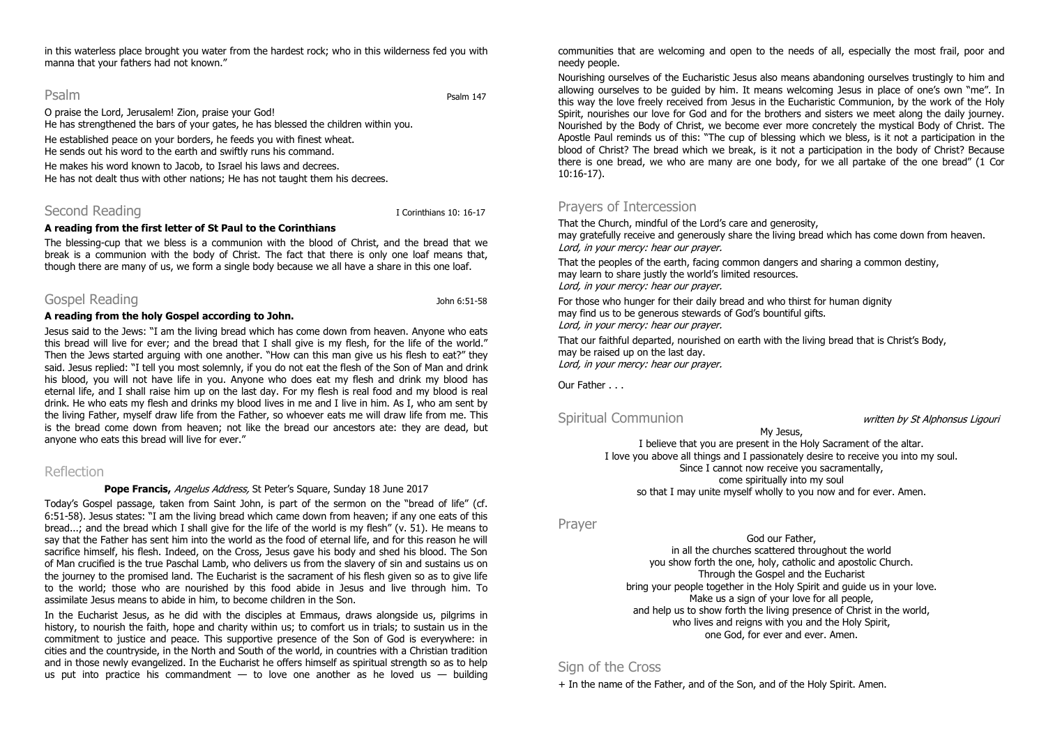in this waterless place brought you water from the hardest rock; who in this wilderness fed you with manna that your fathers had not known."

## Psalm

Psalm 147

O praise the Lord, Jerusalem! Zion, praise your God!
He has strengthened the bars of your gates, he has blessed the children within you.

He established peace on your borders, he feeds you with finest wheat.
He sends out his word to the earth and swiftly runs his command.

He makes his word known to Jacob, to Israel his laws and decrees.
He has not dealt thus with other nations; He has not taught them his decrees.

## Second Reading

I Corinthians 10: 16-17

**A reading from the first letter of St Paul to the Corinthians**

The blessing-cup that we bless is a communion with the blood of Christ, and the bread that we break is a communion with the body of Christ. The fact that there is only one loaf means that, though there are many of us, we form a single body because we all have a share in this one loaf.

## Gospel Reading

John 6:51-58

**A reading from the holy Gospel according to John.**

Jesus said to the Jews: "I am the living bread which has come down from heaven. Anyone who eats this bread will live for ever; and the bread that I shall give is my flesh, for the life of the world." Then the Jews started arguing with one another. "How can this man give us his flesh to eat?" they said. Jesus replied: "I tell you most solemnly, if you do not eat the flesh of the Son of Man and drink his blood, you will not have life in you. Anyone who does eat my flesh and drink my blood has eternal life, and I shall raise him up on the last day. For my flesh is real food and my blood is real drink. He who eats my flesh and drinks my blood lives in me and I live in him. As I, who am sent by the living Father, myself draw life from the Father, so whoever eats me will draw life from me. This is the bread come down from heaven; not like the bread our ancestors ate: they are dead, but anyone who eats this bread will live for ever."

## Reflection

**Pope Francis,** *Angelus Address,* St Peter's Square, Sunday 18 June 2017

Today's Gospel passage, taken from Saint John, is part of the sermon on the "bread of life" (cf. 6:51-58). Jesus states: "I am the living bread which came down from heaven; if any one eats of this bread...; and the bread which I shall give for the life of the world is my flesh" (v. 51). He means to say that the Father has sent him into the world as the food of eternal life, and for this reason he will sacrifice himself, his flesh. Indeed, on the Cross, Jesus gave his body and shed his blood. The Son of Man crucified is the true Paschal Lamb, who delivers us from the slavery of sin and sustains us on the journey to the promised land. The Eucharist is the sacrament of his flesh given so as to give life to the world; those who are nourished by this food abide in Jesus and live through him. To assimilate Jesus means to abide in him, to become children in the Son.

In the Eucharist Jesus, as he did with the disciples at Emmaus, draws alongside us, pilgrims in history, to nourish the faith, hope and charity within us; to comfort us in trials; to sustain us in the commitment to justice and peace. This supportive presence of the Son of God is everywhere: in cities and the countryside, in the North and South of the world, in countries with a Christian tradition and in those newly evangelized. In the Eucharist he offers himself as spiritual strength so as to help us put into practice his commandment — to love one another as he loved us — building communities that are welcoming and open to the needs of all, especially the most frail, poor and needy people.

Nourishing ourselves of the Eucharistic Jesus also means abandoning ourselves trustingly to him and allowing ourselves to be guided by him. It means welcoming Jesus in place of one's own "me". In this way the love freely received from Jesus in the Eucharistic Communion, by the work of the Holy Spirit, nourishes our love for God and for the brothers and sisters we meet along the daily journey. Nourished by the Body of Christ, we become ever more concretely the mystical Body of Christ. The Apostle Paul reminds us of this: "The cup of blessing which we bless, is it not a participation in the blood of Christ? The bread which we break, is it not a participation in the body of Christ? Because there is one bread, we who are many are one body, for we all partake of the one bread" (1 Cor 10:16-17).

## Prayers of Intercession

That the Church, mindful of the Lord's care and generosity,
may gratefully receive and generously share the living bread which has come down from heaven.
*Lord, in your mercy: hear our prayer.*

That the peoples of the earth, facing common dangers and sharing a common destiny,
may learn to share justly the world's limited resources.
*Lord, in your mercy: hear our prayer.*

For those who hunger for their daily bread and who thirst for human dignity
may find us to be generous stewards of God's bountiful gifts.
*Lord, in your mercy: hear our prayer.*

That our faithful departed, nourished on earth with the living bread that is Christ's Body,
may be raised up on the last day.
*Lord, in your mercy: hear our prayer.*

Our Father . . .

## Spiritual Communion

*written by St Alphonsus Ligouri*

My Jesus,
I believe that you are present in the Holy Sacrament of the altar.
I love you above all things and I passionately desire to receive you into my soul.
Since I cannot now receive you sacramentally,
come spiritually into my soul
so that I may unite myself wholly to you now and for ever. Amen.

## Prayer

God our Father,
in all the churches scattered throughout the world
you show forth the one, holy, catholic and apostolic Church.
Through the Gospel and the Eucharist
bring your people together in the Holy Spirit and guide us in your love.
Make us a sign of your love for all people,
and help us to show forth the living presence of Christ in the world,
who lives and reigns with you and the Holy Spirit,
one God, for ever and ever. Amen.

## Sign of the Cross

+ In the name of the Father, and of the Son, and of the Holy Spirit. Amen.